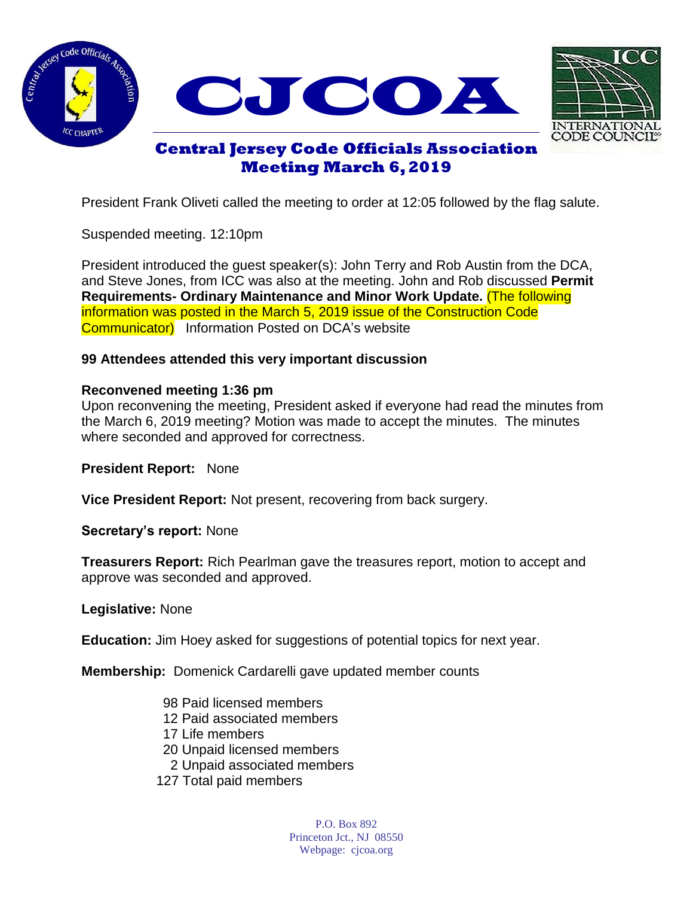# CJCOA

## Central Jersey Code Officials Association
## Meeting March 6, 2019

President Frank Oliveti called the meeting to order at 12:05 followed by the flag salute.

Suspended meeting. 12:10pm

President introduced the guest speaker(s): John Terry and Rob Austin from the DCA, and Steve Jones, from ICC was also at the meeting. John and Rob discussed **Permit Requirements- Ordinary Maintenance and Minor Work Update.** (The following information was posted in the March 5, 2019 issue of the Construction Code Communicator) Information Posted on DCA's website

**99 Attendees attended this very important discussion**

**Reconvened meeting 1:36 pm**
Upon reconvening the meeting, President asked if everyone had read the minutes from the March 6, 2019 meeting? Motion was made to accept the minutes. The minutes where seconded and approved for correctness.

**President Report:** None

**Vice President Report:** Not present, recovering from back surgery.

**Secretary's report:** None

**Treasurers Report:** Rich Pearlman gave the treasures report, motion to accept and approve was seconded and approved.

**Legislative:** None

**Education:** Jim Hoey asked for suggestions of potential topics for next year.

**Membership:** Domenick Cardarelli gave updated member counts

98 Paid licensed members
12 Paid associated members
17 Life members
20 Unpaid licensed members
2 Unpaid associated members
127 Total paid members

P.O. Box 892
Princeton Jct., NJ 08550
Webpage: cjcoa.org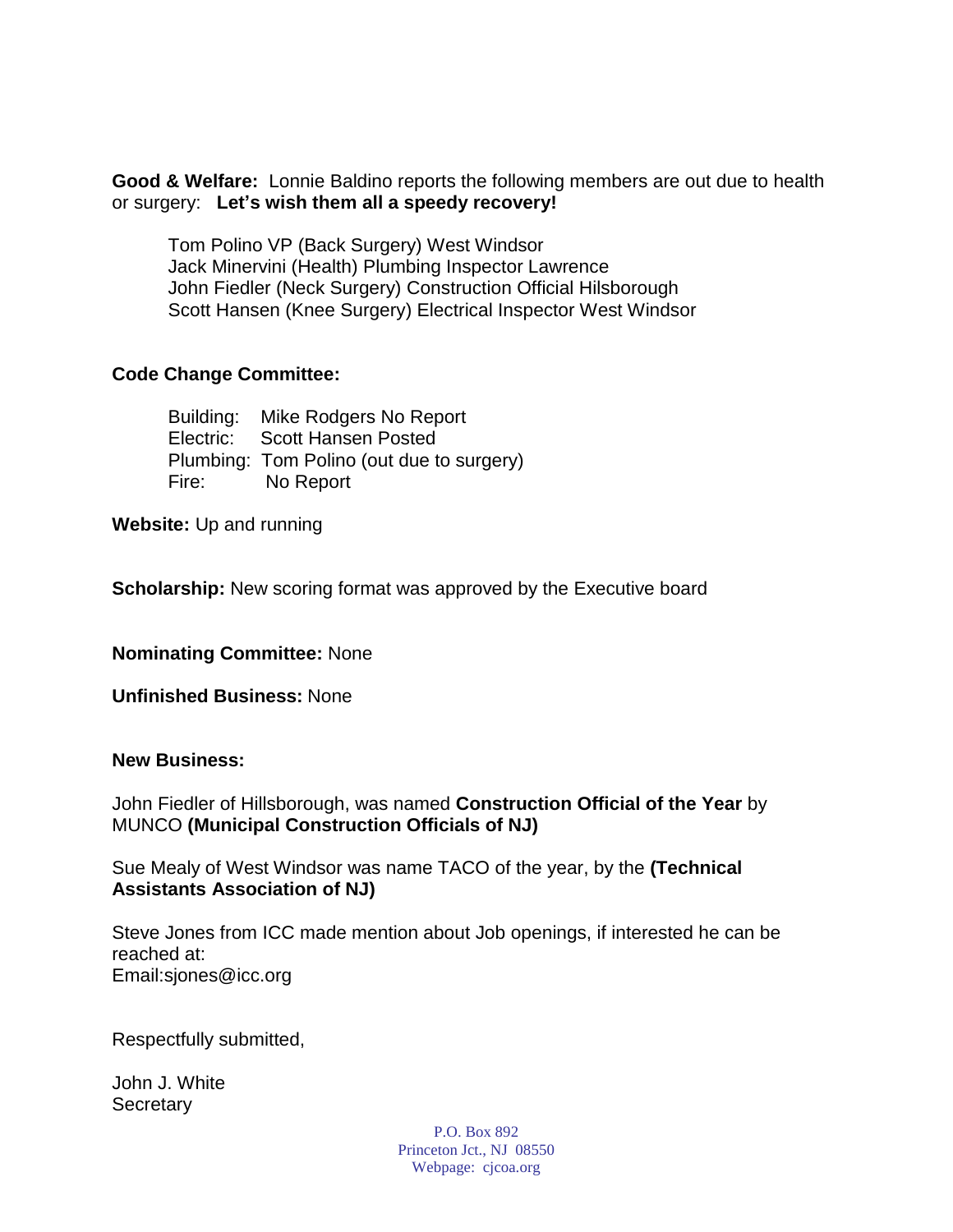**Good & Welfare:** Lonnie Baldino reports the following members are out due to health or surgery: **Let's wish them all a speedy recovery!**

Tom Polino VP (Back Surgery) West Windsor
Jack Minervini (Health) Plumbing Inspector Lawrence
John Fiedler (Neck Surgery) Construction Official Hilsborough
Scott Hansen (Knee Surgery) Electrical Inspector West Windsor

**Code Change Committee:**

Building: Mike Rodgers No Report
Electric: Scott Hansen Posted
Plumbing: Tom Polino (out due to surgery)
Fire: No Report

**Website:** Up and running

**Scholarship:** New scoring format was approved by the Executive board

**Nominating Committee:** None

**Unfinished Business:** None

**New Business:**

John Fiedler of Hillsborough, was named **Construction Official of the Year** by MUNCO **(Municipal Construction Officials of NJ)**

Sue Mealy of West Windsor was name TACO of the year, by the **(Technical Assistants Association of NJ)**

Steve Jones from ICC made mention about Job openings, if interested he can be reached at:
Email:sjones@icc.org

Respectfully submitted,

John J. White
Secretary

P.O. Box 892
Princeton Jct., NJ 08550
Webpage: cjcoa.org